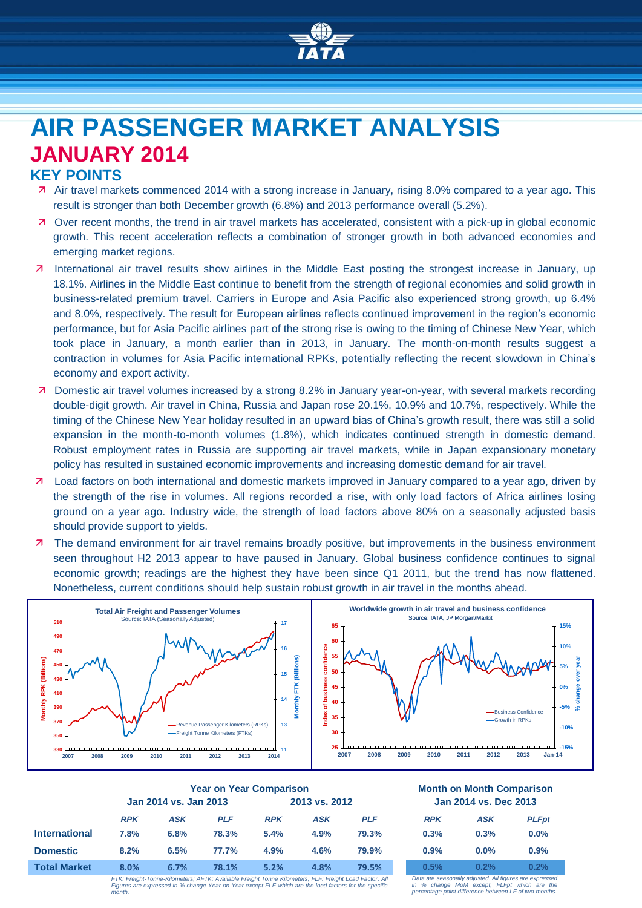// IATA

# AIR PASSENGER MARKET ANALYSIS

## JANUARY 2014

### KEY POINTS

- Air travel markets commenced 2014 with a strong increase in January, rising 8.0% compared to a year ago. This result is stronger than both December growth (6.8%) and 2013 performance overall (5.2%).
- Over recent months, the trend in air travel markets has accelerated, consistent with a pick-up in global economic growth. This recent acceleration reflects a combination of stronger growth in both advanced economies and emerging market regions.
- International air travel results show airlines in the Middle East posting the strongest increase in January, up 18.1%. Airlines in the Middle East continue to benefit from the strength of regional economies and solid growth in business-related premium travel. Carriers in Europe and Asia Pacific also experienced strong growth, up 6.4% and 8.0%, respectively. The result for European airlines reflects continued improvement in the region's economic performance, but for Asia Pacific airlines part of the strong rise is owing to the timing of Chinese New Year, which took place in January, a month earlier than in 2013, in January. The month-on-month results suggest a contraction in volumes for Asia Pacific international RPKs, potentially reflecting the recent slowdown in China's economy and export activity.
- Domestic air travel volumes increased by a strong 8.2% in January year-on-year, with several markets recording double-digit growth. Air travel in China, Russia and Japan rose 20.1%, 10.9% and 10.7%, respectively. While the timing of the Chinese New Year holiday resulted in an upward bias of China's growth result, there was still a solid expansion in the month-to-month volumes (1.8%), which indicates continued strength in domestic demand. Robust employment rates in Russia are supporting air travel markets, while in Japan expansionary monetary policy has resulted in sustained economic improvements and increasing domestic demand for air travel.
- Load factors on both international and domestic markets improved in January compared to a year ago, driven by the strength of the rise in volumes. All regions recorded a rise, with only load factors of Africa airlines losing ground on a year ago. Industry wide, the strength of load factors above 80% on a seasonally adjusted basis should provide support to yields.
- The demand environment for air travel remains broadly positive, but improvements in the business environment seen throughout H2 2013 appear to have paused in January. Global business confidence continues to signal economic growth; readings are the highest they have been since Q1 2011, but the trend has now flattened. Nonetheless, current conditions should help sustain robust growth in air travel in the months ahead.

**Total Air Freight and Passenger Volumes**
Source: IATA (Seasonally Adjusted)
(Chart: Monthly RPK (Billions), 2007–2014; Monthly FTK (Billions); Revenue Passenger Kilometers (RPKs); Freight Tonne Kilometers (FTKs))

**Worldwide growth in air travel and business confidence**
Source: IATA, JP Morgan/Markit
(Chart: Index of business confidence; % change over year; 2007–Jan-14; Business Confidence; Growth in RPKs)

| | Year on Year Comparison | | | | | | Month on Month Comparison | | |
|---|---|---|---|---|---|---|---|---|---|
| | Jan 2014 vs. Jan 2013 | | | 2013 vs. 2012 | | | Jan 2014 vs. Dec 2013 | | |
| | *RPK* | *ASK* | *PLF* | *RPK* | *ASK* | *PLF* | *RPK* | *ASK* | *PLFpt* |
| **International** | 7.8% | 6.8% | 78.3% | 5.4% | 4.9% | 79.3% | 0.3% | 0.3% | 0.0% |
| **Domestic** | 8.2% | 6.5% | 77.7% | 4.9% | 4.6% | 79.9% | 0.9% | 0.0% | 0.9% |
| **Total Market** | 8.0% | 6.7% | 78.1% | 5.2% | 4.8% | 79.5% | 0.5% | 0.2% | 0.2% |

*FTK: Freight-Tonne-Kilometers; AFTK: Available Freight Tonne Kilometers; FLF: Freight Load Factor. All Figures are expressed in % change Year on Year except FLF which are the load factors for the specific month.*

*Data are seasonally adjusted. All figures are expressed in % change MoM except, FLFpt which are the percentage point difference between LF of two months.*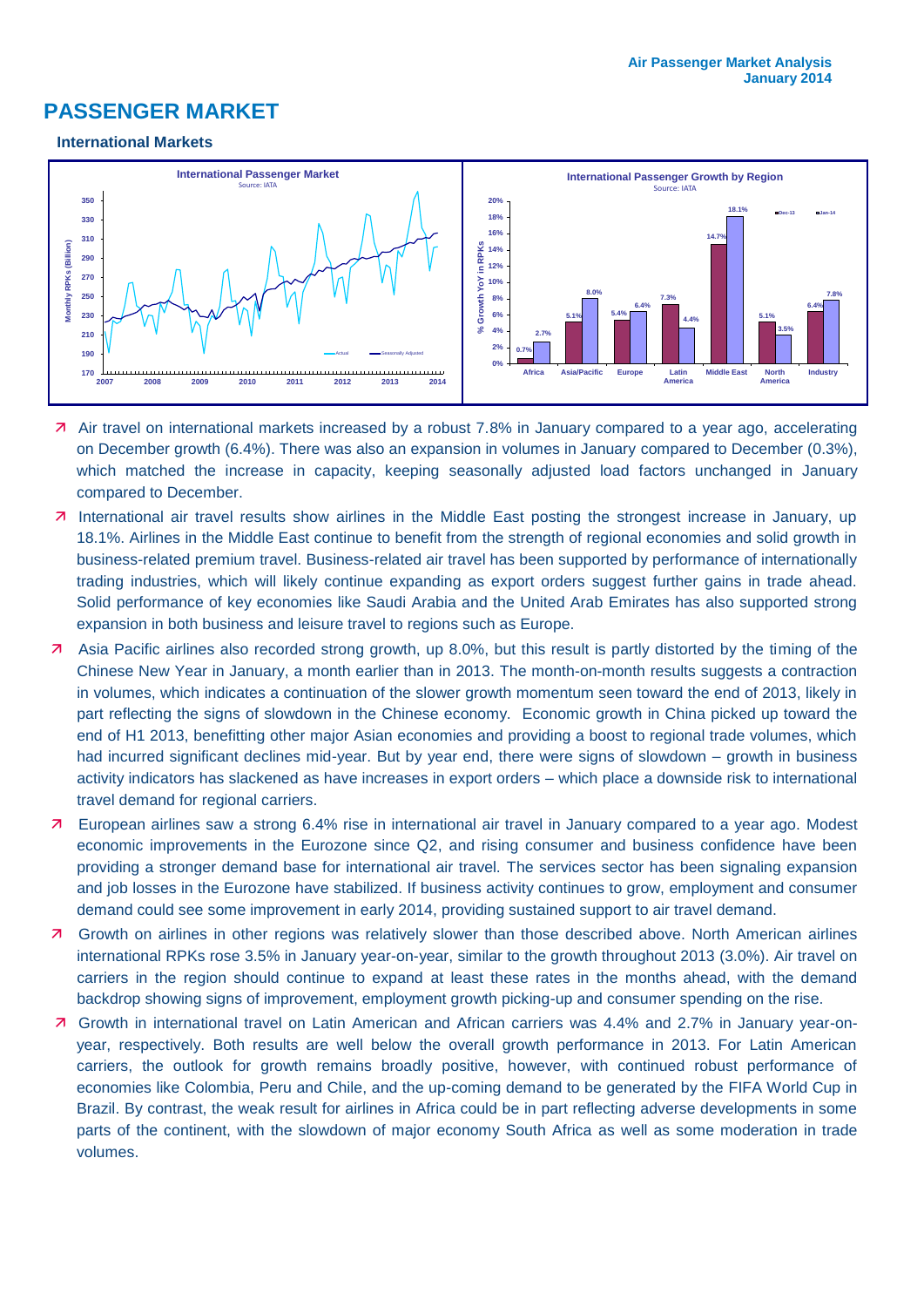# PASSENGER MARKET

### International Markets

- Air travel on international markets increased by a robust 7.8% in January compared to a year ago, accelerating on December growth (6.4%). There was also an expansion in volumes in January compared to December (0.3%), which matched the increase in capacity, keeping seasonally adjusted load factors unchanged in January compared to December.
- International air travel results show airlines in the Middle East posting the strongest increase in January, up 18.1%. Airlines in the Middle East continue to benefit from the strength of regional economies and solid growth in business-related premium travel. Business-related air travel has been supported by performance of internationally trading industries, which will likely continue expanding as export orders suggest further gains in trade ahead. Solid performance of key economies like Saudi Arabia and the United Arab Emirates has also supported strong expansion in both business and leisure travel to regions such as Europe.
- Asia Pacific airlines also recorded strong growth, up 8.0%, but this result is partly distorted by the timing of the Chinese New Year in January, a month earlier than in 2013. The month-on-month results suggests a contraction in volumes, which indicates a continuation of the slower growth momentum seen toward the end of 2013, likely in part reflecting the signs of slowdown in the Chinese economy. Economic growth in China picked up toward the end of H1 2013, benefitting other major Asian economies and providing a boost to regional trade volumes, which had incurred significant declines mid-year. But by year end, there were signs of slowdown – growth in business activity indicators has slackened as have increases in export orders – which place a downside risk to international travel demand for regional carriers.
- European airlines saw a strong 6.4% rise in international air travel in January compared to a year ago. Modest economic improvements in the Eurozone since Q2, and rising consumer and business confidence have been providing a stronger demand base for international air travel. The services sector has been signaling expansion and job losses in the Eurozone have stabilized. If business activity continues to grow, employment and consumer demand could see some improvement in early 2014, providing sustained support to air travel demand.
- Growth on airlines in other regions was relatively slower than those described above. North American airlines international RPKs rose 3.5% in January year-on-year, similar to the growth throughout 2013 (3.0%). Air travel on carriers in the region should continue to expand at least these rates in the months ahead, with the demand backdrop showing signs of improvement, employment growth picking-up and consumer spending on the rise.
- Growth in international travel on Latin American and African carriers was 4.4% and 2.7% in January year-on-year, respectively. Both results are well below the overall growth performance in 2013. For Latin American carriers, the outlook for growth remains broadly positive, however, with continued robust performance of economies like Colombia, Peru and Chile, and the up-coming demand to be generated by the FIFA World Cup in Brazil. By contrast, the weak result for airlines in Africa could be in part reflecting adverse developments in some parts of the continent, with the slowdown of major economy South Africa as well as some moderation in trade volumes.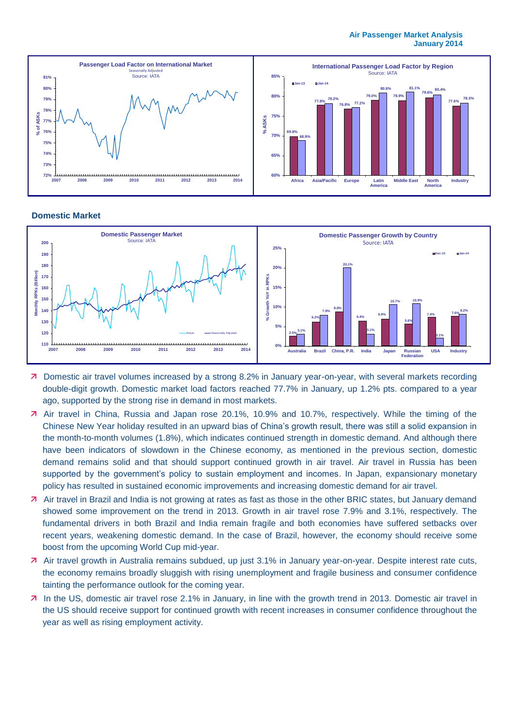## Domestic Market

- Domestic air travel volumes increased by a strong 8.2% in January year-on-year, with several markets recording double-digit growth. Domestic market load factors reached 77.7% in January, up 1.2% pts. compared to a year ago, supported by the strong rise in demand in most markets.
- Air travel in China, Russia and Japan rose 20.1%, 10.9% and 10.7%, respectively. While the timing of the Chinese New Year holiday resulted in an upward bias of China's growth result, there was still a solid expansion in the month-to-month volumes (1.8%), which indicates continued strength in domestic demand. And although there have been indicators of slowdown in the Chinese economy, as mentioned in the previous section, domestic demand remains solid and that should support continued growth in air travel. Air travel in Russia has been supported by the government's policy to sustain employment and incomes. In Japan, expansionary monetary policy has resulted in sustained economic improvements and increasing domestic demand for air travel.
- Air travel in Brazil and India is not growing at rates as fast as those in the other BRIC states, but January demand showed some improvement on the trend in 2013. Growth in air travel rose 7.9% and 3.1%, respectively. The fundamental drivers in both Brazil and India remain fragile and both economies have suffered setbacks over recent years, weakening domestic demand. In the case of Brazil, however, the economy should receive some boost from the upcoming World Cup mid-year.
- Air travel growth in Australia remains subdued, up just 3.1% in January year-on-year. Despite interest rate cuts, the economy remains broadly sluggish with rising unemployment and fragile business and consumer confidence tainting the performance outlook for the coming year.
- In the US, domestic air travel rose 2.1% in January, in line with the growth trend in 2013. Domestic air travel in the US should receive support for continued growth with recent increases in consumer confidence throughout the year as well as rising employment activity.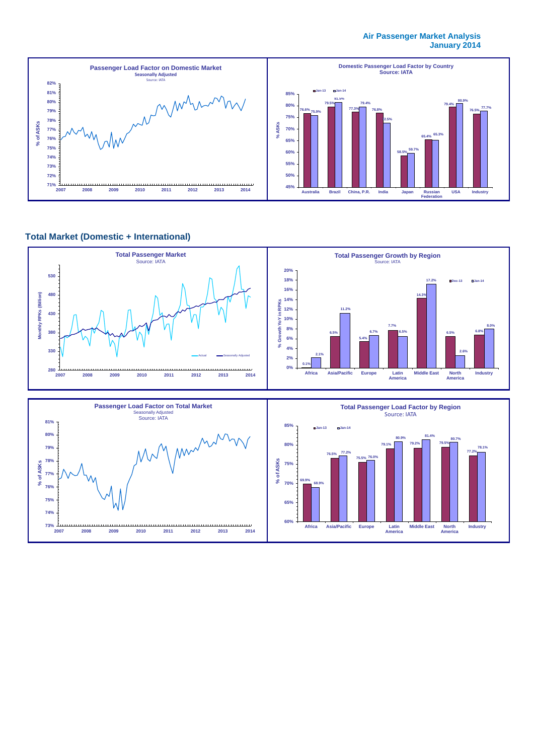**Air Passenger Market Analysis**
**January 2014**

**Passenger Load Factor on Domestic Market**
Seasonally Adjusted
Source: IATA

**Domestic Passenger Load Factor by Country**
Source: IATA

| Country | Jan-13 | Jan-14 |
|---|---|---|
| Australia | 76.6% | 75.9% |
| Brazil | 79.5% | 81.5% |
| China, P.R. | 77.3% | 79.4% |
| India | 76.8% | 72.5% |
| Japan | 58.5% | 59.7% |
| Russian Federation | 65.4% | 65.3% |
| USA | 79.4% | 80.9% |
| Industry | 76.5% | 77.7% |

## Total Market (Domestic + International)

**Total Passenger Market**
Source: IATA

**Total Passenger Growth by Region**
Source: IATA

| Region | Dec-13 | Jan-14 |
|---|---|---|
| Africa | 0.1% | 2.1% |
| Asia/Pacific | 6.5% | 11.2% |
| Europe | 5.4% | 6.7% |
| Latin America | 7.7% | 6.5% |
| Middle East | 14.3% | 17.2% |
| North America | 6.5% | 2.6% |
| Industry | 6.8% | 8.0% |

**Passenger Load Factor on Total Market**
Seasonally Adjusted
Source: IATA

**Total Passenger Load Factor by Region**
Source: IATA

| Region | Jan-13 | Jan-14 |
|---|---|---|
| Africa | 69.9% | 68.9% |
| Asia/Pacific | 76.5% | 77.2% |
| Europe | 75.5% | 76.0% |
| Latin America | 79.1% | 80.9% |
| Middle East | 79.2% | 81.4% |
| North America | 79.5% | 80.7% |
| Industry | 77.2% | 78.1% |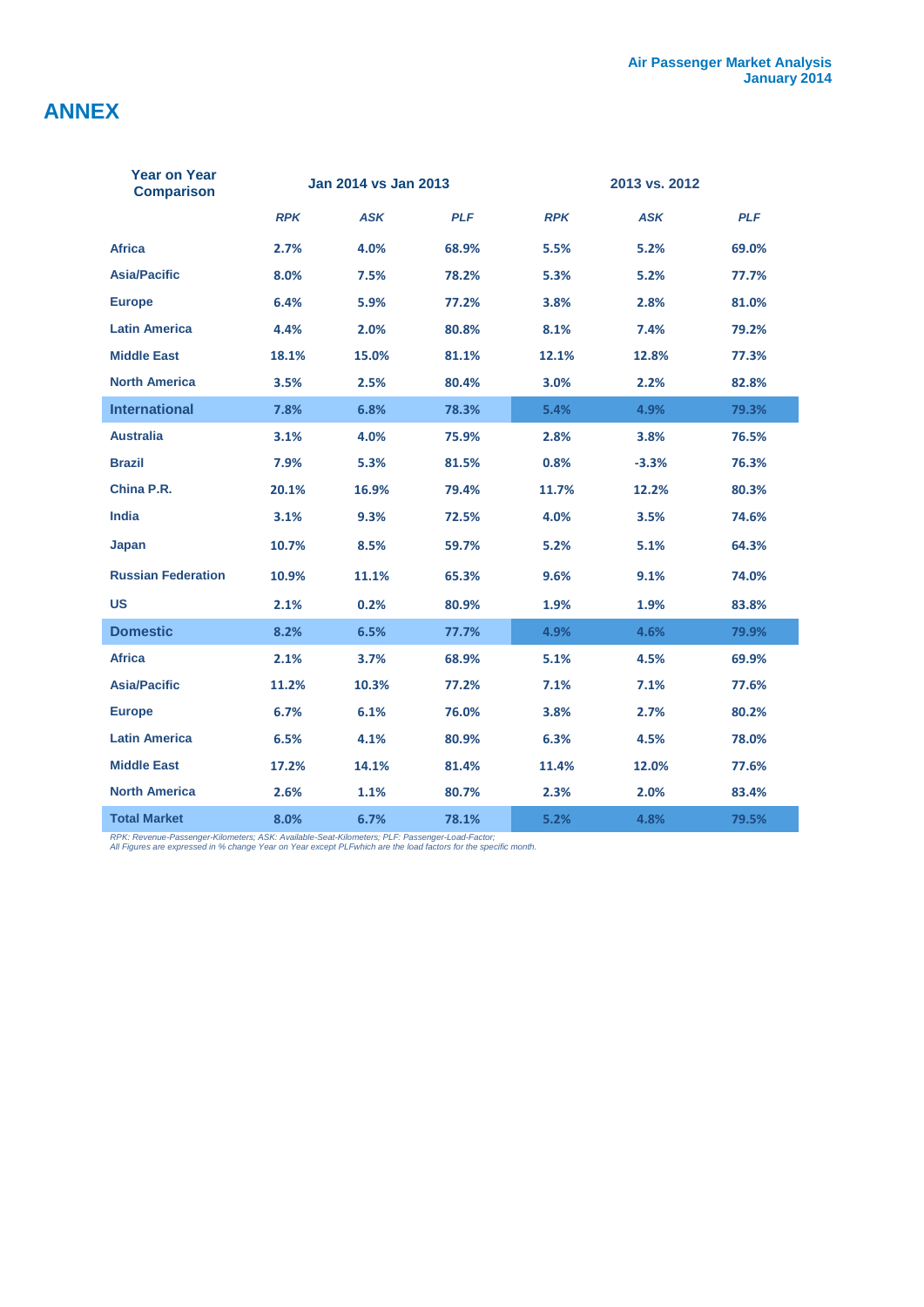# ANNEX

| Year on Year Comparison | Jan 2014 vs Jan 2013 | | | 2013 vs. 2012 | | |
|---|---|---|---|---|---|---|
| | *RPK* | *ASK* | *PLF* | *RPK* | *ASK* | *PLF* |
| **Africa** | 2.7% | 4.0% | 68.9% | 5.5% | 5.2% | 69.0% |
| **Asia/Pacific** | 8.0% | 7.5% | 78.2% | 5.3% | 5.2% | 77.7% |
| **Europe** | 6.4% | 5.9% | 77.2% | 3.8% | 2.8% | 81.0% |
| **Latin America** | 4.4% | 2.0% | 80.8% | 8.1% | 7.4% | 79.2% |
| **Middle East** | 18.1% | 15.0% | 81.1% | 12.1% | 12.8% | 77.3% |
| **North America** | 3.5% | 2.5% | 80.4% | 3.0% | 2.2% | 82.8% |
| **International** | 7.8% | 6.8% | 78.3% | 5.4% | 4.9% | 79.3% |
| **Australia** | 3.1% | 4.0% | 75.9% | 2.8% | 3.8% | 76.5% |
| **Brazil** | 7.9% | 5.3% | 81.5% | 0.8% | -3.3% | 76.3% |
| **China P.R.** | 20.1% | 16.9% | 79.4% | 11.7% | 12.2% | 80.3% |
| **India** | 3.1% | 9.3% | 72.5% | 4.0% | 3.5% | 74.6% |
| **Japan** | 10.7% | 8.5% | 59.7% | 5.2% | 5.1% | 64.3% |
| **Russian Federation** | 10.9% | 11.1% | 65.3% | 9.6% | 9.1% | 74.0% |
| **US** | 2.1% | 0.2% | 80.9% | 1.9% | 1.9% | 83.8% |
| **Domestic** | 8.2% | 6.5% | 77.7% | 4.9% | 4.6% | 79.9% |
| **Africa** | 2.1% | 3.7% | 68.9% | 5.1% | 4.5% | 69.9% |
| **Asia/Pacific** | 11.2% | 10.3% | 77.2% | 7.1% | 7.1% | 77.6% |
| **Europe** | 6.7% | 6.1% | 76.0% | 3.8% | 2.7% | 80.2% |
| **Latin America** | 6.5% | 4.1% | 80.9% | 6.3% | 4.5% | 78.0% |
| **Middle East** | 17.2% | 14.1% | 81.4% | 11.4% | 12.0% | 77.6% |
| **North America** | 2.6% | 1.1% | 80.7% | 2.3% | 2.0% | 83.4% |
| **Total Market** | 8.0% | 6.7% | 78.1% | 5.2% | 4.8% | 79.5% |

*RPK: Revenue-Passenger-Kilometers; ASK: Available-Seat-Kilometers; PLF: Passenger-Load-Factor;*
*All Figures are expressed in % change Year on Year except PLFwhich are the load factors for the specific month.*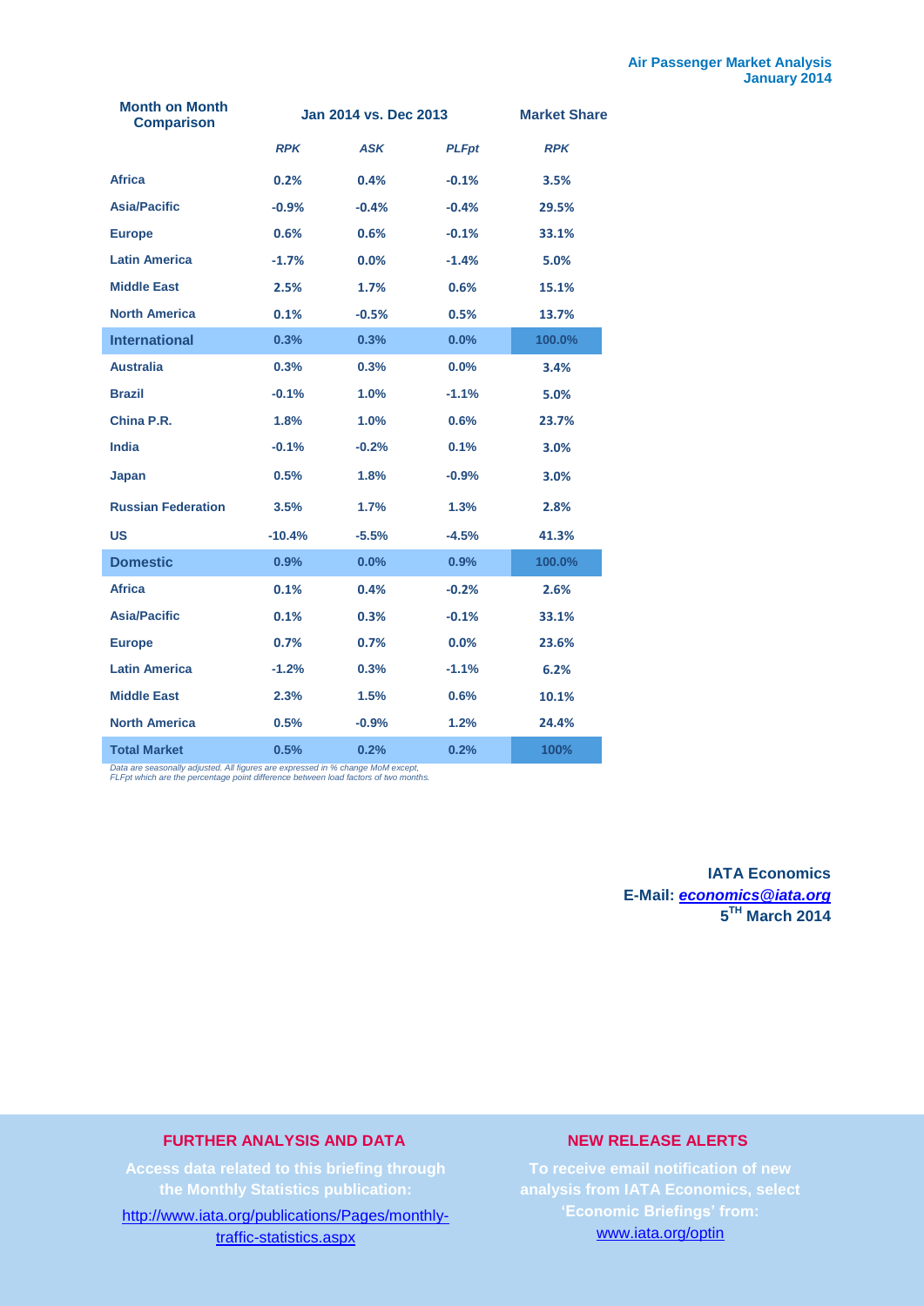| Month on Month Comparison | Jan 2014 vs. Dec 2013 | | | Market Share |
|---|---|---|---|---|
| | RPK | ASK | PLFpt | RPK |
| Africa | 0.2% | 0.4% | -0.1% | 3.5% |
| Asia/Pacific | -0.9% | -0.4% | -0.4% | 29.5% |
| Europe | 0.6% | 0.6% | -0.1% | 33.1% |
| Latin America | -1.7% | 0.0% | -1.4% | 5.0% |
| Middle East | 2.5% | 1.7% | 0.6% | 15.1% |
| North America | 0.1% | -0.5% | 0.5% | 13.7% |
| **International** | 0.3% | 0.3% | 0.0% | 100.0% |
| Australia | 0.3% | 0.3% | 0.0% | 3.4% |
| Brazil | -0.1% | 1.0% | -1.1% | 5.0% |
| China P.R. | 1.8% | 1.0% | 0.6% | 23.7% |
| India | -0.1% | -0.2% | 0.1% | 3.0% |
| Japan | 0.5% | 1.8% | -0.9% | 3.0% |
| Russian Federation | 3.5% | 1.7% | 1.3% | 2.8% |
| US | -10.4% | -5.5% | -4.5% | 41.3% |
| **Domestic** | 0.9% | 0.0% | 0.9% | 100.0% |
| Africa | 0.1% | 0.4% | -0.2% | 2.6% |
| Asia/Pacific | 0.1% | 0.3% | -0.1% | 33.1% |
| Europe | 0.7% | 0.7% | 0.0% | 23.6% |
| Latin America | -1.2% | 0.3% | -1.1% | 6.2% |
| Middle East | 2.3% | 1.5% | 0.6% | 10.1% |
| North America | 0.5% | -0.9% | 1.2% | 24.4% |
| **Total Market** | 0.5% | 0.2% | 0.2% | 100% |

*Data are seasonally adjusted. All figures are expressed in % change MoM except, FLFpt which are the percentage point difference between load factors of two months.*

**IATA Economics**
**E-Mail: *economics@iata.org***
**5TH March 2014**

**FURTHER ANALYSIS AND DATA**

Access data related to this briefing through the Monthly Statistics publication:
http://www.iata.org/publications/Pages/monthly-traffic-statistics.aspx

**NEW RELEASE ALERTS**

To receive email notification of new analysis from IATA Economics, select 'Economic Briefings' from:
www.iata.org/optin